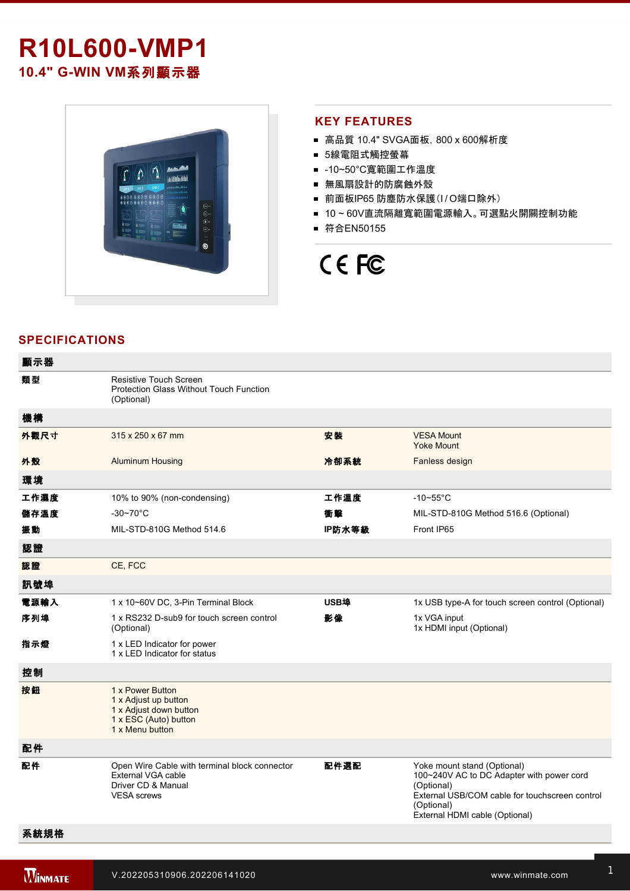# R10L600-VMP1

## 10.4" G-WIN VM系列顯示器

## KEY FEATURES

- 高品質 10.4" SVGA面板, 800 x 600解析度
- 5線電阻式觸控螢幕
- -10~50°C寬範圍工作溫度
- 無風扇設計的防腐蝕外殼
- 前面板IP65 防塵防水保護(I / O端口除外)
- 10 ~ 60V直流隔離寬範圍電源輸入。可選點火開關控制功能
- 符合EN50155

## SPECIFICATIONS

| **顯示器** | | | |
|---|---|---|---|
| **類型** | Resistive Touch Screen<br>Protection Glass Without Touch Function (Optional) | | |
| **機構** | | | |
| **外觀尺寸** | 315 x 250 x 67 mm | **安裝** | VESA Mount<br>Yoke Mount |
| **外殼** | Aluminum Housing | **冷卻系統** | Fanless design |
| **環境** | | | |
| **工作濕度** | 10% to 90% (non-condensing) | **工作溫度** | -10~55°C |
| **儲存溫度** | -30~70°C | **衝擊** | MIL-STD-810G Method 516.6 (Optional) |
| **振動** | MIL-STD-810G Method 514.6 | **IP防水等級** | Front IP65 |
| **認證** | | | |
| **認證** | CE, FCC | | |
| **訊號埠** | | | |
| **電源輸入** | 1 x 10~60V DC, 3-Pin Terminal Block | **USB埠** | 1x USB type-A for touch screen control (Optional) |
| **序列埠** | 1 x RS232 D-sub9 for touch screen control (Optional) | **影像** | 1x VGA input<br>1x HDMI input (Optional) |
| **指示燈** | 1 x LED Indicator for power<br>1 x LED Indicator for status | | |
| **控制** | | | |
| **按鈕** | 1 x Power Button<br>1 x Adjust up button<br>1 x Adjust down button<br>1 x ESC (Auto) button<br>1 x Menu button | | |
| **配件** | | | |
| **配件** | Open Wire Cable with terminal block connector<br>External VGA cable<br>Driver CD & Manual<br>VESA screws | **配件選配** | Yoke mount stand (Optional)<br>100~240V AC to DC Adapter with power cord (Optional)<br>External USB/COM cable for touchscreen control (Optional)<br>External HDMI cable (Optional) |
| **系統規格** | | | |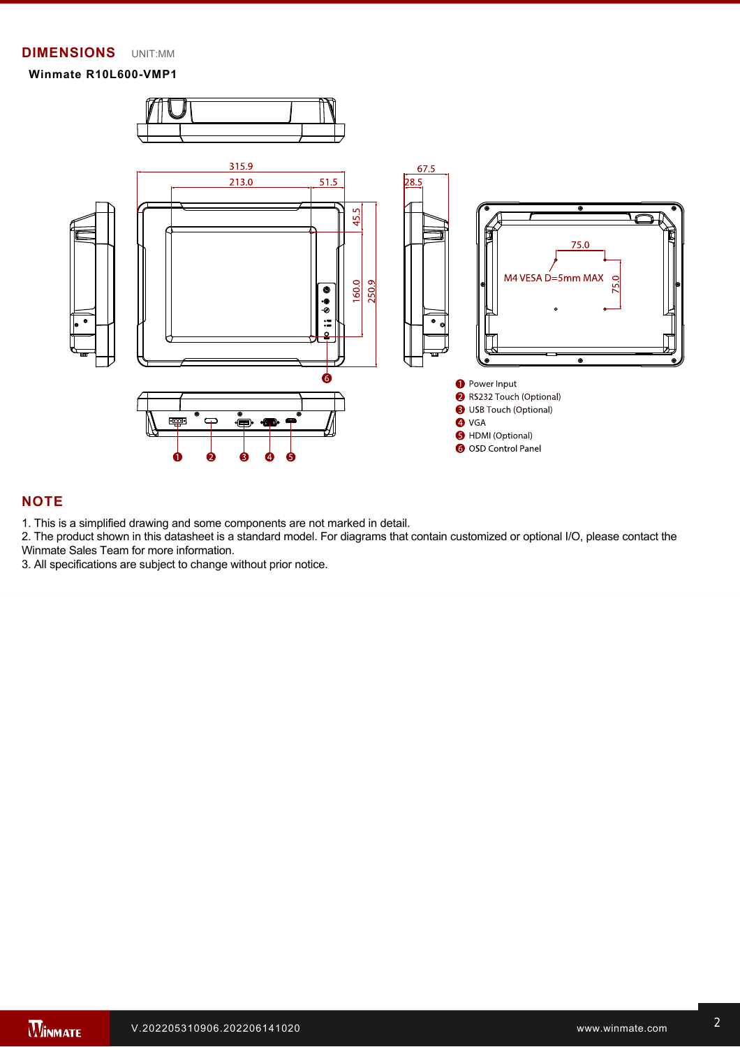## DIMENSIONS UNIT:MM

**Winmate R10L600-VMP1**

315.9
213.0
51.5
45.5
160.0
250.9
67.5
28.5
75.0
M4 VESA D=5mm MAX
75.0

1. Power Input
2. RS232 Touch (Optional)
3. USB Touch (Optional)
4. VGA
5. HDMI (Optional)
6. OSD Control Panel

## NOTE

1. This is a simplified drawing and some components are not marked in detail.
2. The product shown in this datasheet is a standard model. For diagrams that contain customized or optional I/O, please contact the Winmate Sales Team for more information.
3. All specifications are subject to change without prior notice.